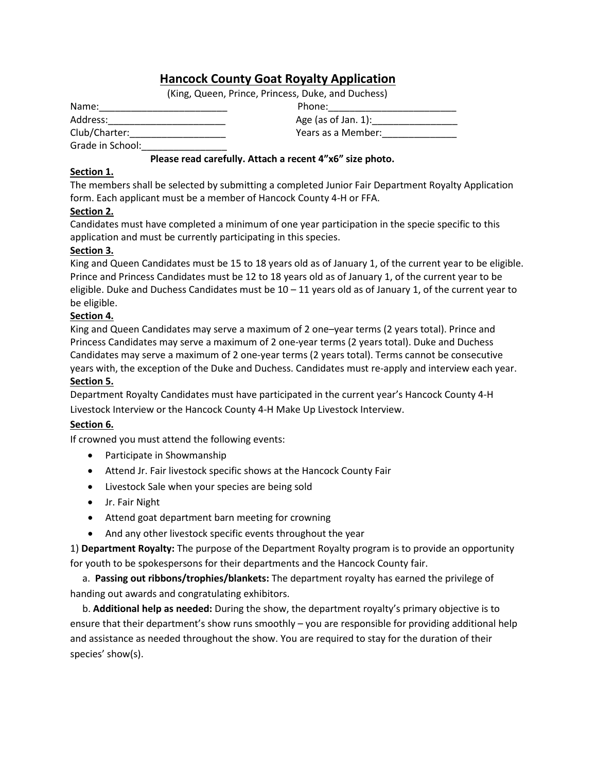# Hancock County Goat Royalty Application

(King, Queen, Prince, Princess, Duke, and Duchess)

Name:________________________ Phone:________________________

Address:______________________ Age (as of Jan. 1):________________

Club/Charter:__________________ Years as a Member:______________

Grade in School:________________

**Please read carefully. Attach a recent 4"x6" size photo.**

**Section 1.**

The members shall be selected by submitting a completed Junior Fair Department Royalty Application form. Each applicant must be a member of Hancock County 4-H or FFA.

**Section 2.**

Candidates must have completed a minimum of one year participation in the specie specific to this application and must be currently participating in this species.

**Section 3.**

King and Queen Candidates must be 15 to 18 years old as of January 1, of the current year to be eligible. Prince and Princess Candidates must be 12 to 18 years old as of January 1, of the current year to be eligible. Duke and Duchess Candidates must be 10 – 11 years old as of January 1, of the current year to be eligible.

**Section 4.**

King and Queen Candidates may serve a maximum of 2 one–year terms (2 years total). Prince and Princess Candidates may serve a maximum of 2 one-year terms (2 years total). Duke and Duchess Candidates may serve a maximum of 2 one-year terms (2 years total). Terms cannot be consecutive years with, the exception of the Duke and Duchess. Candidates must re-apply and interview each year.

**Section 5.**

Department Royalty Candidates must have participated in the current year's Hancock County 4-H Livestock Interview or the Hancock County 4-H Make Up Livestock Interview.

**Section 6.**

If crowned you must attend the following events:

- Participate in Showmanship
- Attend Jr. Fair livestock specific shows at the Hancock County Fair
- Livestock Sale when your species are being sold
- Jr. Fair Night
- Attend goat department barn meeting for crowning
- And any other livestock specific events throughout the year

1) **Department Royalty:** The purpose of the Department Royalty program is to provide an opportunity for youth to be spokespersons for their departments and the Hancock County fair.

a. **Passing out ribbons/trophies/blankets:** The department royalty has earned the privilege of handing out awards and congratulating exhibitors.

b. **Additional help as needed:** During the show, the department royalty's primary objective is to ensure that their department's show runs smoothly – you are responsible for providing additional help and assistance as needed throughout the show. You are required to stay for the duration of their species' show(s).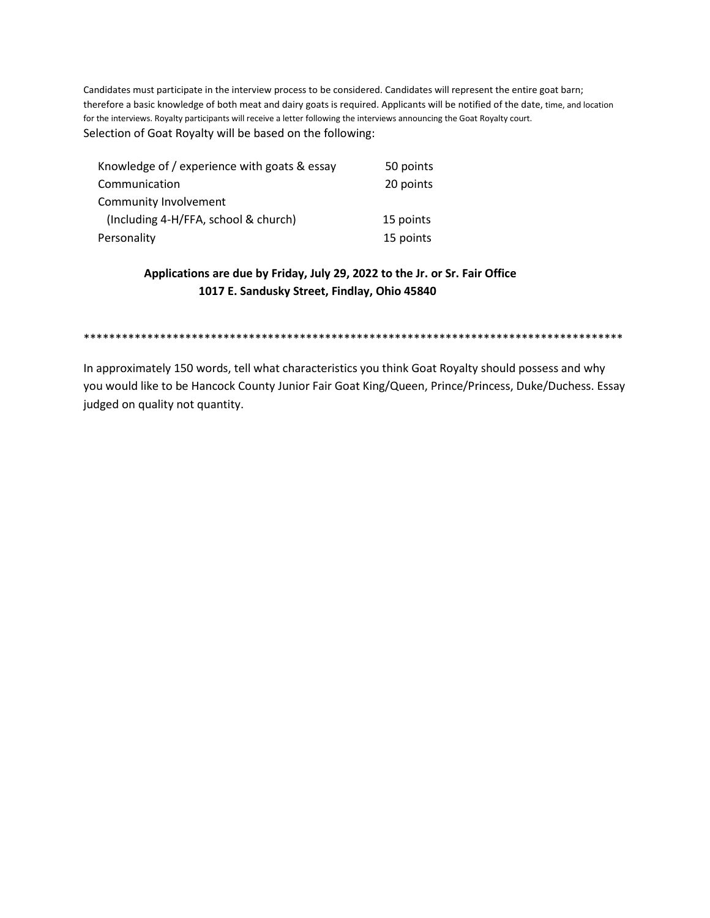Candidates must participate in the interview process to be considered. Candidates will represent the entire goat barn; therefore a basic knowledge of both meat and dairy goats is required. Applicants will be notified of the date, time, and location for the interviews. Royalty participants will receive a letter following the interviews announcing the Goat Royalty court.

Selection of Goat Royalty will be based on the following:

| | |
|---|---|
| Knowledge of / experience with goats & essay | 50 points |
| Communication | 20 points |
| Community Involvement (Including 4-H/FFA, school & church) | 15 points |
| Personality | 15 points |

**Applications are due by Friday, July 29, 2022 to the Jr. or Sr. Fair Office**
**1017 E. Sandusky Street, Findlay, Ohio 45840**

*****************************************************************************************

In approximately 150 words, tell what characteristics you think Goat Royalty should possess and why you would like to be Hancock County Junior Fair Goat King/Queen, Prince/Princess, Duke/Duchess. Essay judged on quality not quantity.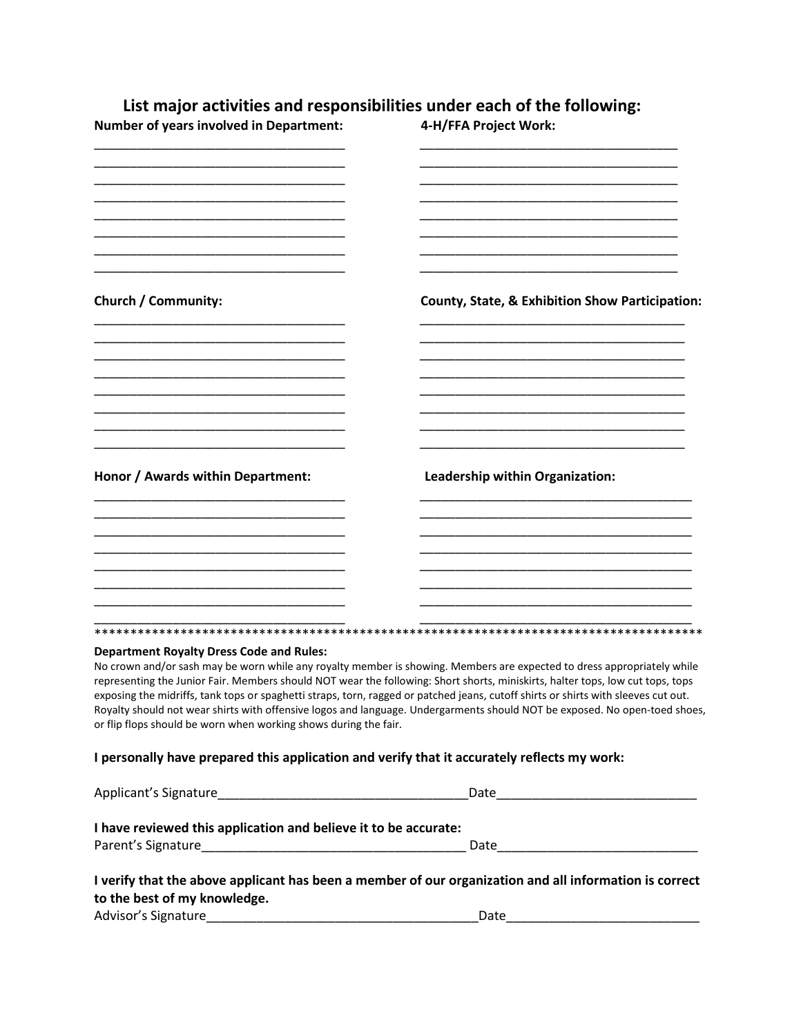## List major activities and responsibilities under each of the following:

**Number of years involved in Department:**

___________________________________
___________________________________
___________________________________
___________________________________
___________________________________
___________________________________
___________________________________
___________________________________

**4-H/FFA Project Work:**

___________________________________
___________________________________
___________________________________
___________________________________
___________________________________
___________________________________
___________________________________
___________________________________

**Church / Community:**

___________________________________
___________________________________
___________________________________
___________________________________
___________________________________
___________________________________
___________________________________
___________________________________

**County, State, & Exhibition Show Participation:**

___________________________________
___________________________________
___________________________________
___________________________________
___________________________________
___________________________________
___________________________________
___________________________________

**Honor / Awards within Department:**

___________________________________
___________________________________
___________________________________
___________________________________
___________________________________
___________________________________
___________________________________
___________________________________

**Leadership within Organization:**

___________________________________
___________________________________
___________________________________
___________________________________
___________________________________
___________________________________
___________________________________
___________________________________

*****************************************************************************************

**Department Royalty Dress Code and Rules:**

No crown and/or sash may be worn while any royalty member is showing. Members are expected to dress appropriately while representing the Junior Fair. Members should NOT wear the following: Short shorts, miniskirts, halter tops, low cut tops, tops exposing the midriffs, tank tops or spaghetti straps, torn, ragged or patched jeans, cutoff shirts or shirts with sleeves cut out. Royalty should not wear shirts with offensive logos and language. Undergarments should NOT be exposed. No open-toed shoes, or flip flops should be worn when working shows during the fair.

**I personally have prepared this application and verify that it accurately reflects my work:**

Applicant's Signature___________________________________Date___________________________

**I have reviewed this application and believe it to be accurate:**

Parent's Signature_____________________________________ Date___________________________

**I verify that the above applicant has been a member of our organization and all information is correct to the best of my knowledge.**

Advisor's Signature_____________________________________Date___________________________